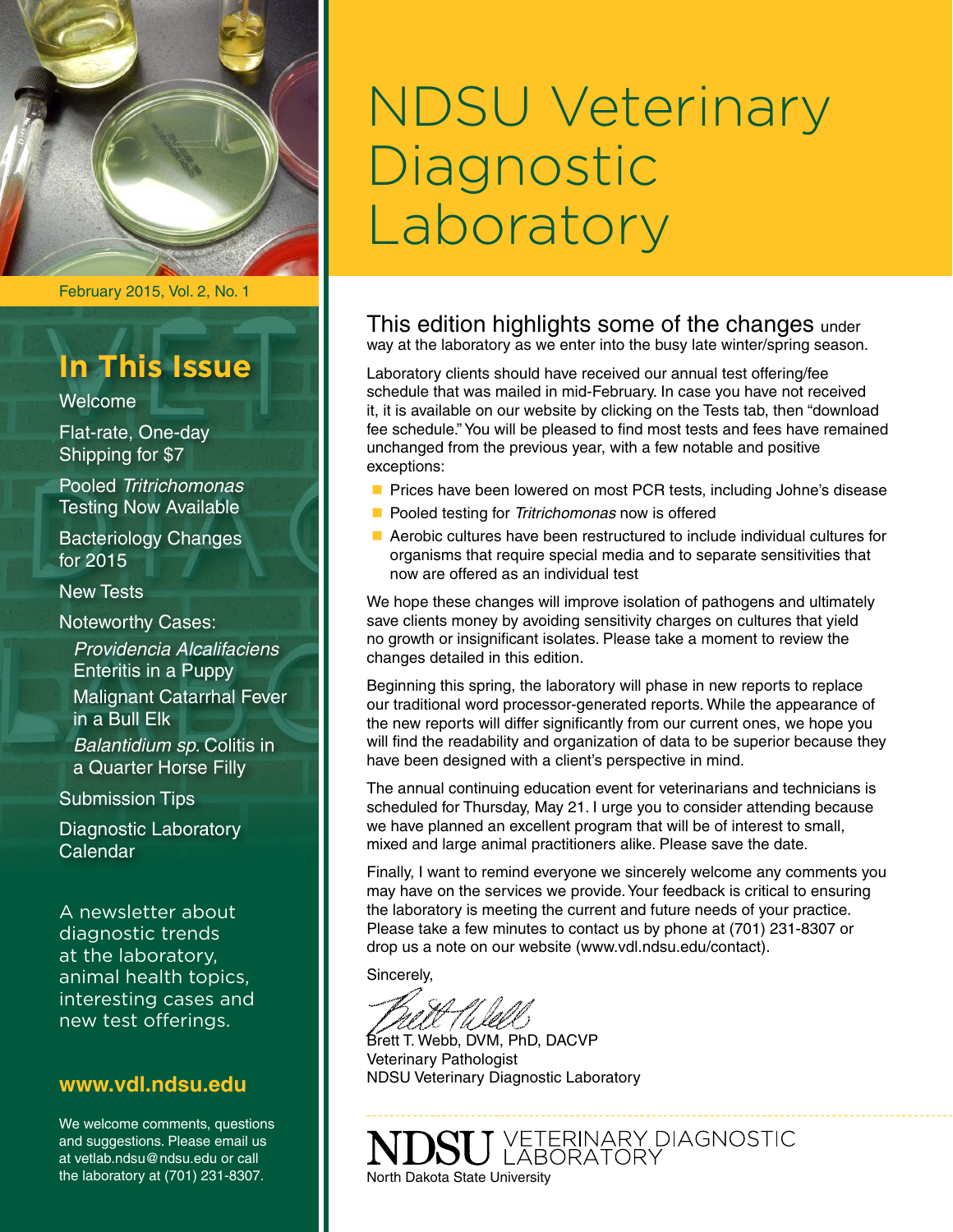# NDSU Veterinary Diagnostic Laboratory

February 2015, Vol. 2, No. 1

## In This Issue

Welcome

Flat-rate, One-day Shipping for $7

Pooled *Tritrichomonas* Testing Now Available

Bacteriology Changes for 2015

New Tests

Noteworthy Cases:

- *Providencia Alcalifaciens* Enteritis in a Puppy
- Malignant Catarrhal Fever in a Bull Elk
- *Balantidium sp.* Colitis in a Quarter Horse Filly

Submission Tips

Diagnostic Laboratory Calendar

A newsletter about diagnostic trends at the laboratory, animal health topics, interesting cases and new test offerings.

**www.vdl.ndsu.edu**

We welcome comments, questions and suggestions. Please email us at vetlab.ndsu@ndsu.edu or call the laboratory at (701) 231-8307.

---

## This edition highlights some of the changes under way at the laboratory as we enter into the busy late winter/spring season.

Laboratory clients should have received our annual test offering/fee schedule that was mailed in mid-February. In case you have not received it, it is available on our website by clicking on the Tests tab, then "download fee schedule." You will be pleased to find most tests and fees have remained unchanged from the previous year, with a few notable and positive exceptions:

- Prices have been lowered on most PCR tests, including Johne's disease
- Pooled testing for *Tritrichomonas* now is offered
- Aerobic cultures have been restructured to include individual cultures for organisms that require special media and to separate sensitivities that now are offered as an individual test

We hope these changes will improve isolation of pathogens and ultimately save clients money by avoiding sensitivity charges on cultures that yield no growth or insignificant isolates. Please take a moment to review the changes detailed in this edition.

Beginning this spring, the laboratory will phase in new reports to replace our traditional word processor-generated reports. While the appearance of the new reports will differ significantly from our current ones, we hope you will find the readability and organization of data to be superior because they have been designed with a client's perspective in mind.

The annual continuing education event for veterinarians and technicians is scheduled for Thursday, May 21. I urge you to consider attending because we have planned an excellent program that will be of interest to small, mixed and large animal practitioners alike. Please save the date.

Finally, I want to remind everyone we sincerely welcome any comments you may have on the services we provide. Your feedback is critical to ensuring the laboratory is meeting the current and future needs of your practice. Please take a few minutes to contact us by phone at (701) 231-8307 or drop us a note on our website (www.vdl.ndsu.edu/contact).

Sincerely,

Brett T. Webb, DVM, PhD, DACVP
Veterinary Pathologist
NDSU Veterinary Diagnostic Laboratory

NDSU VETERINARY DIAGNOSTIC LABORATORY
North Dakota State University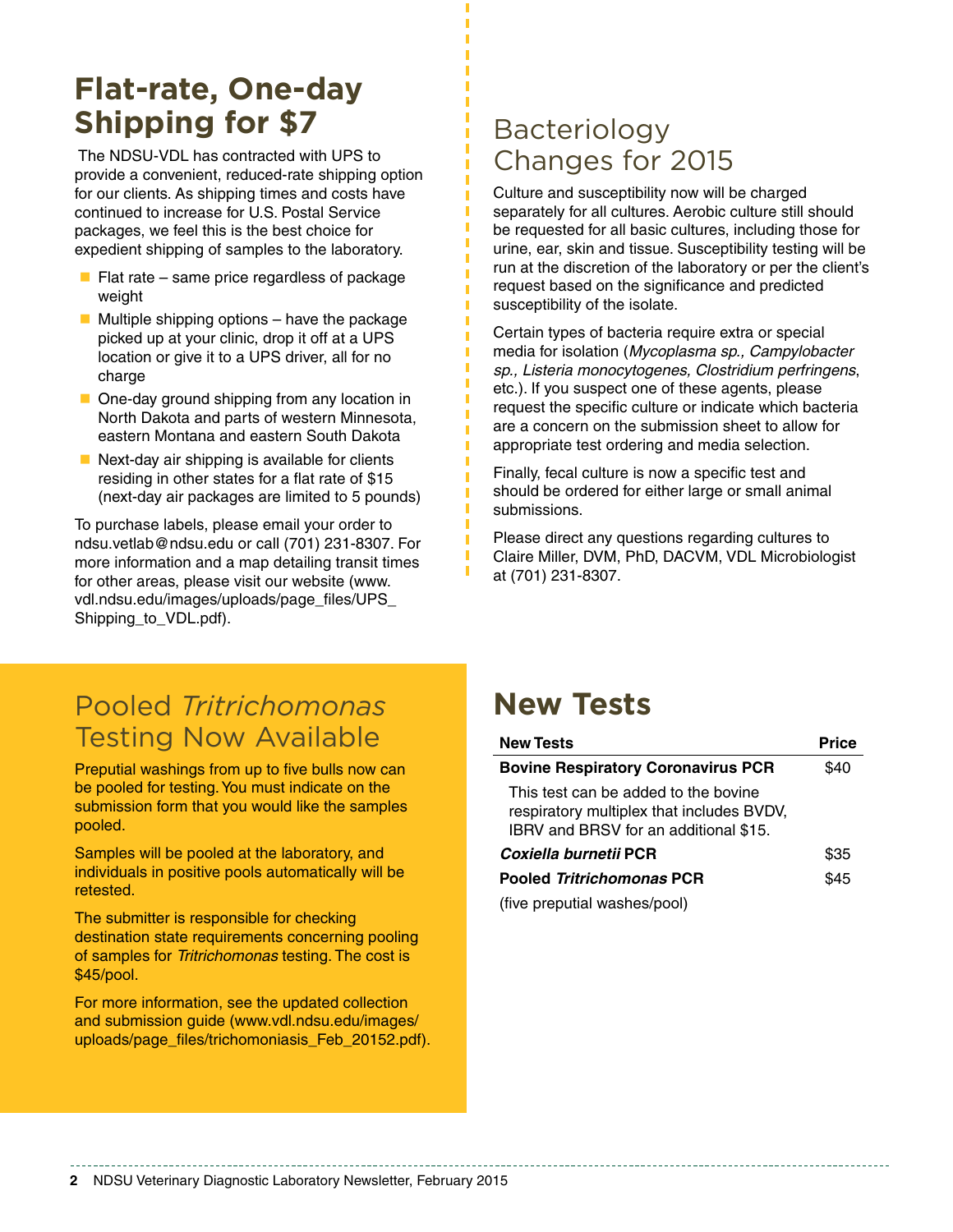## Flat-rate, One-day Shipping for $7

The NDSU-VDL has contracted with UPS to provide a convenient, reduced-rate shipping option for our clients. As shipping times and costs have continued to increase for U.S. Postal Service packages, we feel this is the best choice for expedient shipping of samples to the laboratory.

- Flat rate – same price regardless of package weight
- Multiple shipping options – have the package picked up at your clinic, drop it off at a UPS location or give it to a UPS driver, all for no charge
- One-day ground shipping from any location in North Dakota and parts of western Minnesota, eastern Montana and eastern South Dakota
- Next-day air shipping is available for clients residing in other states for a flat rate of $15 (next-day air packages are limited to 5 pounds)

To purchase labels, please email your order to ndsu.vetlab@ndsu.edu or call (701) 231-8307. For more information and a map detailing transit times for other areas, please visit our website (www.vdl.ndsu.edu/images/uploads/page_files/UPS_Shipping_to_VDL.pdf).

## Bacteriology Changes for 2015

Culture and susceptibility now will be charged separately for all cultures. Aerobic culture still should be requested for all basic cultures, including those for urine, ear, skin and tissue. Susceptibility testing will be run at the discretion of the laboratory or per the client's request based on the significance and predicted susceptibility of the isolate.

Certain types of bacteria require extra or special media for isolation (*Mycoplasma sp., Campylobacter sp., Listeria monocytogenes, Clostridium perfringens*, etc.). If you suspect one of these agents, please request the specific culture or indicate which bacteria are a concern on the submission sheet to allow for appropriate test ordering and media selection.

Finally, fecal culture is now a specific test and should be ordered for either large or small animal submissions.

Please direct any questions regarding cultures to Claire Miller, DVM, PhD, DACVM, VDL Microbiologist at (701) 231-8307.

## Pooled *Tritrichomonas* Testing Now Available

Preputial washings from up to five bulls now can be pooled for testing. You must indicate on the submission form that you would like the samples pooled.

Samples will be pooled at the laboratory, and individuals in positive pools automatically will be retested.

The submitter is responsible for checking destination state requirements concerning pooling of samples for *Tritrichomonas* testing. The cost is $45/pool.

For more information, see the updated collection and submission guide (www.vdl.ndsu.edu/images/uploads/page_files/trichomoniasis_Feb_20152.pdf).

## New Tests

| New Tests | Price |
|---|---|
| **Bovine Respiratory Coronavirus PCR** | $40 |
| This test can be added to the bovine respiratory multiplex that includes BVDV, IBRV and BRSV for an additional $15. | |
| ***Coxiella burnetii* PCR** | $35 |
| **Pooled *Tritrichomonas* PCR** | $45 |
| (five preputial washes/pool) | |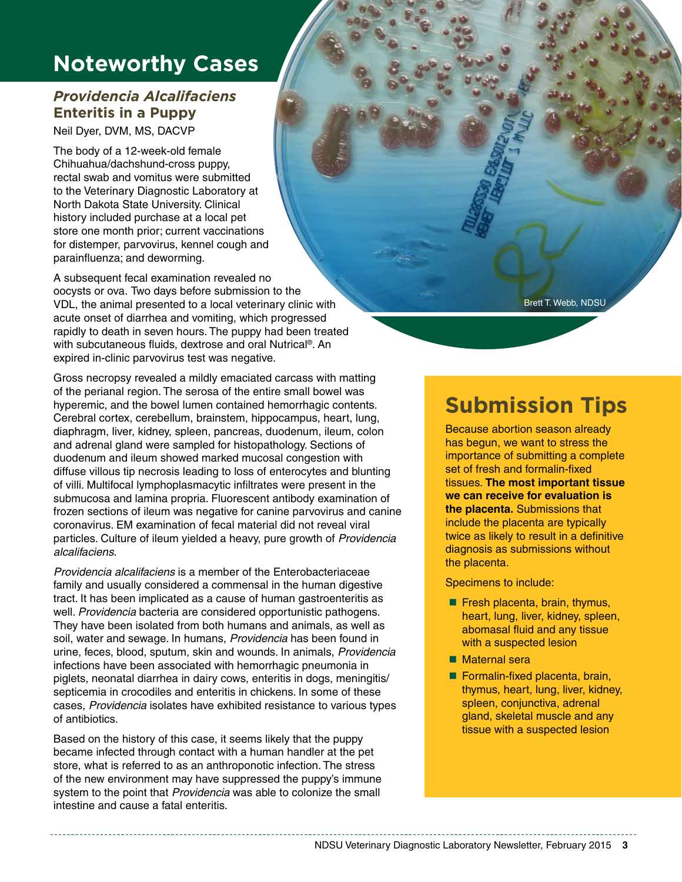# Noteworthy Cases

## *Providencia Alcalifaciens* Enteritis in a Puppy

Neil Dyer, DVM, MS, DACVP

The body of a 12-week-old female Chihuahua/dachshund-cross puppy, rectal swab and vomitus were submitted to the Veterinary Diagnostic Laboratory at North Dakota State University. Clinical history included purchase at a local pet store one month prior; current vaccinations for distemper, parvovirus, kennel cough and parainfluenza; and deworming.

A subsequent fecal examination revealed no oocysts or ova. Two days before submission to the VDL, the animal presented to a local veterinary clinic with acute onset of diarrhea and vomiting, which progressed rapidly to death in seven hours. The puppy had been treated with subcutaneous fluids, dextrose and oral Nutrical®. An expired in-clinic parvovirus test was negative.

Gross necropsy revealed a mildly emaciated carcass with matting of the perianal region. The serosa of the entire small bowel was hyperemic, and the bowel lumen contained hemorrhagic contents. Cerebral cortex, cerebellum, brainstem, hippocampus, heart, lung, diaphragm, liver, kidney, spleen, pancreas, duodenum, ileum, colon and adrenal gland were sampled for histopathology. Sections of duodenum and ileum showed marked mucosal congestion with diffuse villous tip necrosis leading to loss of enterocytes and blunting of villi. Multifocal lymphoplasmacytic infiltrates were present in the submucosa and lamina propria. Fluorescent antibody examination of frozen sections of ileum was negative for canine parvovirus and canine coronavirus. EM examination of fecal material did not reveal viral particles. Culture of ileum yielded a heavy, pure growth of *Providencia alcalifaciens*.

*Providencia alcalifaciens* is a member of the Enterobacteriaceae family and usually considered a commensal in the human digestive tract. It has been implicated as a cause of human gastroenteritis as well. *Providencia* bacteria are considered opportunistic pathogens. They have been isolated from both humans and animals, as well as soil, water and sewage. In humans, *Providencia* has been found in urine, feces, blood, sputum, skin and wounds. In animals, *Providencia* infections have been associated with hemorrhagic pneumonia in piglets, neonatal diarrhea in dairy cows, enteritis in dogs, meningitis/septicemia in crocodiles and enteritis in chickens. In some of these cases, *Providencia* isolates have exhibited resistance to various types of antibiotics.

Based on the history of this case, it seems likely that the puppy became infected through contact with a human handler at the pet store, what is referred to as an anthroponotic infection. The stress of the new environment may have suppressed the puppy's immune system to the point that *Providencia* was able to colonize the small intestine and cause a fatal enteritis.

Brett T. Webb, NDSU

# Submission Tips

Because abortion season already has begun, we want to stress the importance of submitting a complete set of fresh and formalin-fixed tissues. **The most important tissue we can receive for evaluation is the placenta.** Submissions that include the placenta are typically twice as likely to result in a definitive diagnosis as submissions without the placenta.

Specimens to include:

- Fresh placenta, brain, thymus, heart, lung, liver, kidney, spleen, abomasal fluid and any tissue with a suspected lesion
- Maternal sera
- Formalin-fixed placenta, brain, thymus, heart, lung, liver, kidney, spleen, conjunctiva, adrenal gland, skeletal muscle and any tissue with a suspected lesion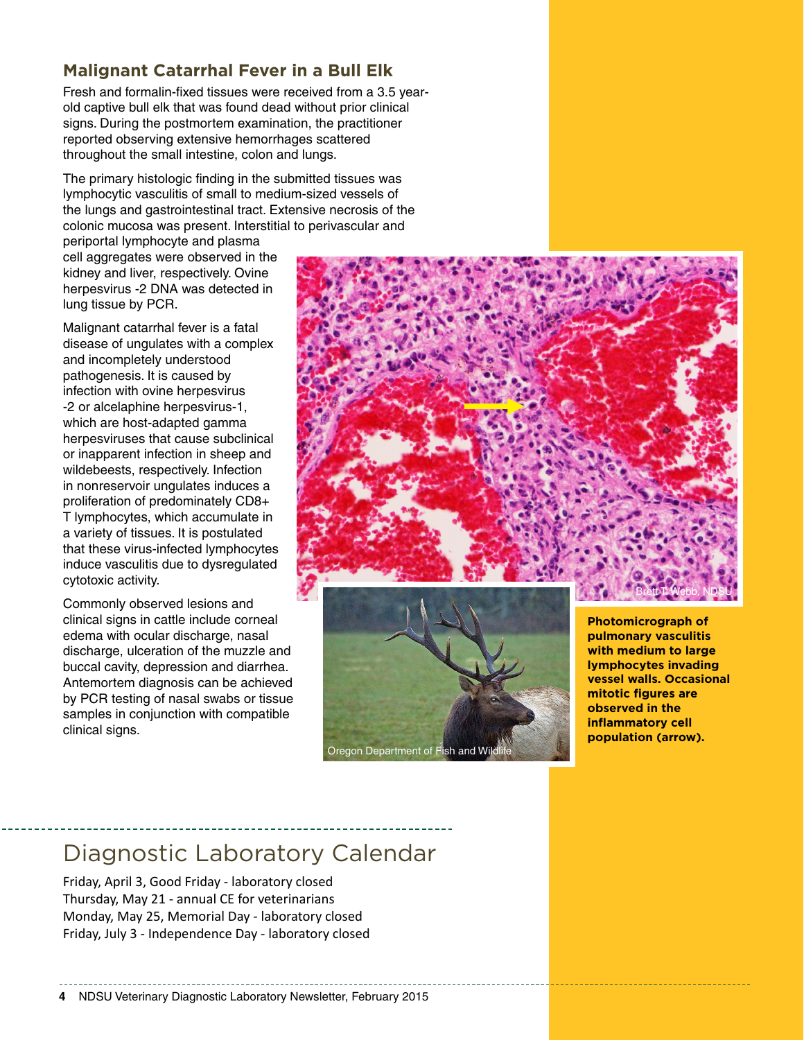## Malignant Catarrhal Fever in a Bull Elk

Fresh and formalin-fixed tissues were received from a 3.5 year-old captive bull elk that was found dead without prior clinical signs. During the postmortem examination, the practitioner reported observing extensive hemorrhages scattered throughout the small intestine, colon and lungs.

The primary histologic finding in the submitted tissues was lymphocytic vasculitis of small to medium-sized vessels of the lungs and gastrointestinal tract. Extensive necrosis of the colonic mucosa was present. Interstitial to perivascular and periportal lymphocyte and plasma cell aggregates were observed in the kidney and liver, respectively. Ovine herpesvirus -2 DNA was detected in lung tissue by PCR.

Malignant catarrhal fever is a fatal disease of ungulates with a complex and incompletely understood pathogenesis. It is caused by infection with ovine herpesvirus -2 or alcelaphine herpesvirus-1, which are host-adapted gamma herpesviruses that cause subclinical or inapparent infection in sheep and wildebeests, respectively. Infection in nonreservoir ungulates induces a proliferation of predominately CD8+ T lymphocytes, which accumulate in a variety of tissues. It is postulated that these virus-infected lymphocytes induce vasculitis due to dysregulated cytotoxic activity.

Commonly observed lesions and clinical signs in cattle include corneal edema with ocular discharge, nasal discharge, ulceration of the muzzle and buccal cavity, depression and diarrhea. Antemortem diagnosis can be achieved by PCR testing of nasal swabs or tissue samples in conjunction with compatible clinical signs.

Brett T. Webb, NDSU

**Photomicrograph of pulmonary vasculitis with medium to large lymphocytes invading vessel walls. Occasional mitotic figures are observed in the inflammatory cell population (arrow).**

Oregon Department of Fish and Wildlife

# Diagnostic Laboratory Calendar

Friday, April 3, Good Friday - laboratory closed
Thursday, May 21 - annual CE for veterinarians
Monday, May 25, Memorial Day - laboratory closed
Friday, July 3 - Independence Day - laboratory closed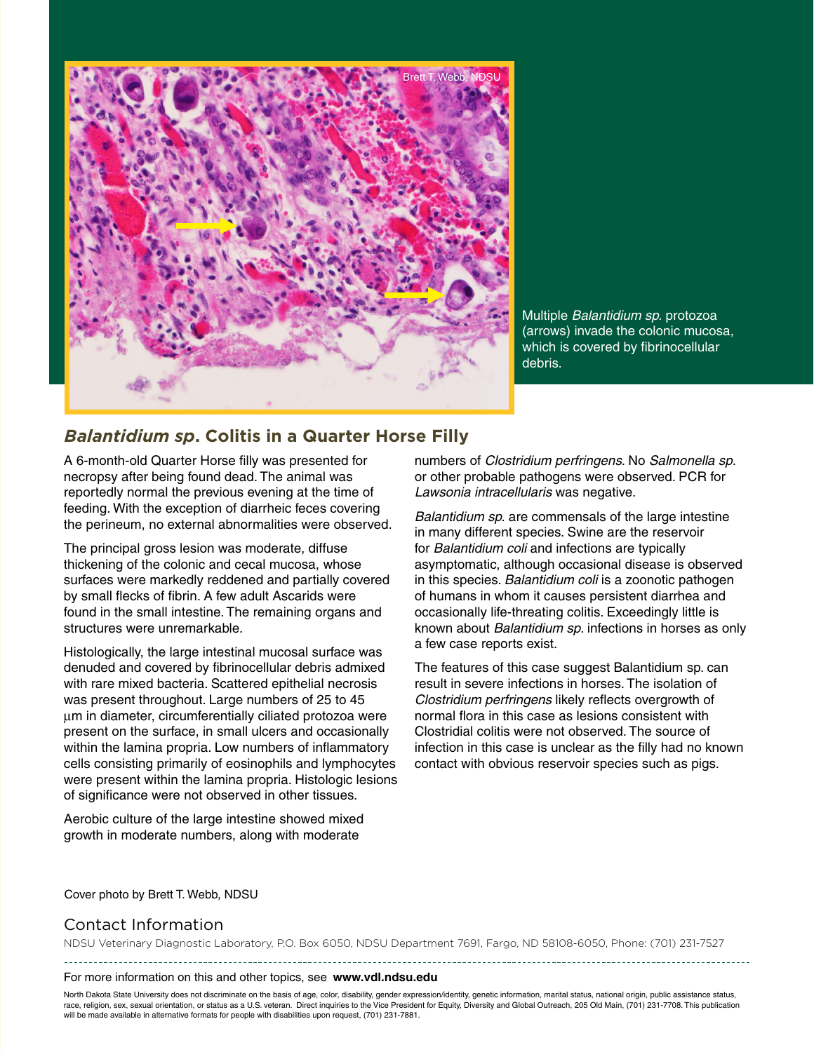Multiple *Balantidium sp.* protozoa (arrows) invade the colonic mucosa, which is covered by fibrinocellular debris.

## *Balantidium sp*. Colitis in a Quarter Horse Filly

A 6-month-old Quarter Horse filly was presented for necropsy after being found dead. The animal was reportedly normal the previous evening at the time of feeding. With the exception of diarrheic feces covering the perineum, no external abnormalities were observed.

The principal gross lesion was moderate, diffuse thickening of the colonic and cecal mucosa, whose surfaces were markedly reddened and partially covered by small flecks of fibrin. A few adult Ascarids were found in the small intestine. The remaining organs and structures were unremarkable.

Histologically, the large intestinal mucosal surface was denuded and covered by fibrinocellular debris admixed with rare mixed bacteria. Scattered epithelial necrosis was present throughout. Large numbers of 25 to 45 µm in diameter, circumferentially ciliated protozoa were present on the surface, in small ulcers and occasionally within the lamina propria. Low numbers of inflammatory cells consisting primarily of eosinophils and lymphocytes were present within the lamina propria. Histologic lesions of significance were not observed in other tissues.

Aerobic culture of the large intestine showed mixed growth in moderate numbers, along with moderate numbers of *Clostridium perfringens*. No *Salmonella sp*. or other probable pathogens were observed. PCR for *Lawsonia intracellularis* was negative.

*Balantidium sp*. are commensals of the large intestine in many different species. Swine are the reservoir for *Balantidium coli* and infections are typically asymptomatic, although occasional disease is observed in this species. *Balantidium coli* is a zoonotic pathogen of humans in whom it causes persistent diarrhea and occasionally life-threating colitis. Exceedingly little is known about *Balantidium sp*. infections in horses as only a few case reports exist.

The features of this case suggest Balantidium sp. can result in severe infections in horses. The isolation of *Clostridium perfringens* likely reflects overgrowth of normal flora in this case as lesions consistent with Clostridial colitis were not observed. The source of infection in this case is unclear as the filly had no known contact with obvious reservoir species such as pigs.

Cover photo by Brett T. Webb, NDSU

### Contact Information

NDSU Veterinary Diagnostic Laboratory, P.O. Box 6050, NDSU Department 7691, Fargo, ND 58108-6050, Phone: (701) 231-7527

For more information on this and other topics, see **www.vdl.ndsu.edu**

North Dakota State University does not discriminate on the basis of age, color, disability, gender expression/identity, genetic information, marital status, national origin, public assistance status, race, religion, sex, sexual orientation, or status as a U.S. veteran. Direct inquiries to the Vice President for Equity, Diversity and Global Outreach, 205 Old Main, (701) 231-7708. This publication will be made available in alternative formats for people with disabilities upon request, (701) 231-7881.